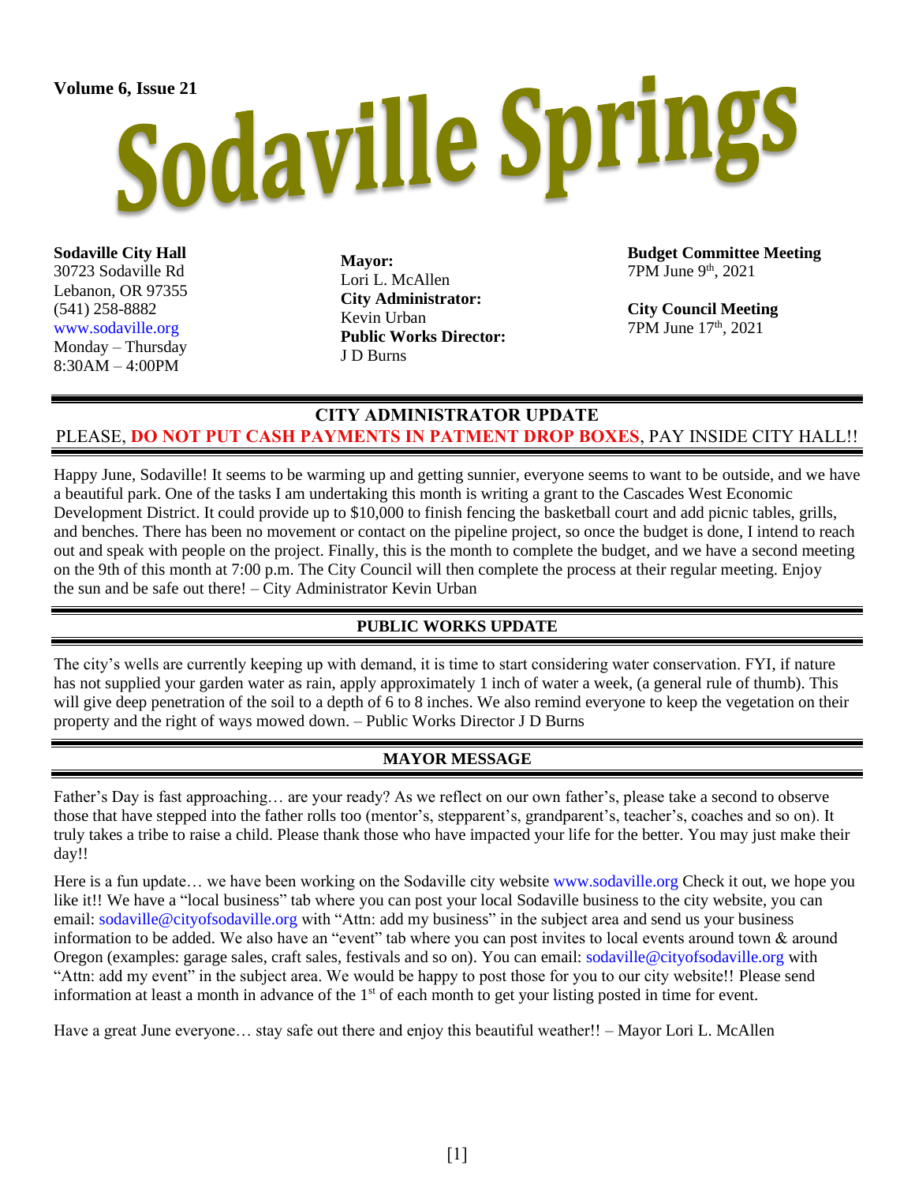Volume 6, Issue 21

# Sodaville Springs

**Sodaville City Hall**
30723 Sodaville Rd
Lebanon, OR 97355
(541) 258-8882
www.sodaville.org
Monday – Thursday
8:30AM – 4:00PM

**Mayor:**
Lori L. McAllen
**City Administrator:**
Kevin Urban
**Public Works Director:**
J D Burns

**Budget Committee Meeting**
7PM June 9th, 2021

**City Council Meeting**
7PM June 17th, 2021

## CITY ADMINISTRATOR UPDATE

PLEASE, **DO NOT PUT CASH PAYMENTS IN PATMENT DROP BOXES**, PAY INSIDE CITY HALL!!

Happy June, Sodaville! It seems to be warming up and getting sunnier, everyone seems to want to be outside, and we have a beautiful park. One of the tasks I am undertaking this month is writing a grant to the Cascades West Economic Development District. It could provide up to $10,000 to finish fencing the basketball court and add picnic tables, grills, and benches. There has been no movement or contact on the pipeline project, so once the budget is done, I intend to reach out and speak with people on the project. Finally, this is the month to complete the budget, and we have a second meeting on the 9th of this month at 7:00 p.m. The City Council will then complete the process at their regular meeting. Enjoy the sun and be safe out there! – City Administrator Kevin Urban

## PUBLIC WORKS UPDATE

The city's wells are currently keeping up with demand, it is time to start considering water conservation. FYI, if nature has not supplied your garden water as rain, apply approximately 1 inch of water a week, (a general rule of thumb). This will give deep penetration of the soil to a depth of 6 to 8 inches. We also remind everyone to keep the vegetation on their property and the right of ways mowed down. – Public Works Director J D Burns

## MAYOR MESSAGE

Father's Day is fast approaching… are your ready? As we reflect on our own father's, please take a second to observe those that have stepped into the father rolls too (mentor's, stepparent's, grandparent's, teacher's, coaches and so on). It truly takes a tribe to raise a child. Please thank those who have impacted your life for the better. You may just make their day!!

Here is a fun update… we have been working on the Sodaville city website www.sodaville.org Check it out, we hope you like it!! We have a "local business" tab where you can post your local Sodaville business to the city website, you can email: sodaville@cityofsodaville.org with "Attn: add my business" in the subject area and send us your business information to be added. We also have an "event" tab where you can post invites to local events around town & around Oregon (examples: garage sales, craft sales, festivals and so on). You can email: sodaville@cityofsodaville.org with "Attn: add my event" in the subject area. We would be happy to post those for you to our city website!! Please send information at least a month in advance of the 1st of each month to get your listing posted in time for event.

Have a great June everyone… stay safe out there and enjoy this beautiful weather!! – Mayor Lori L. McAllen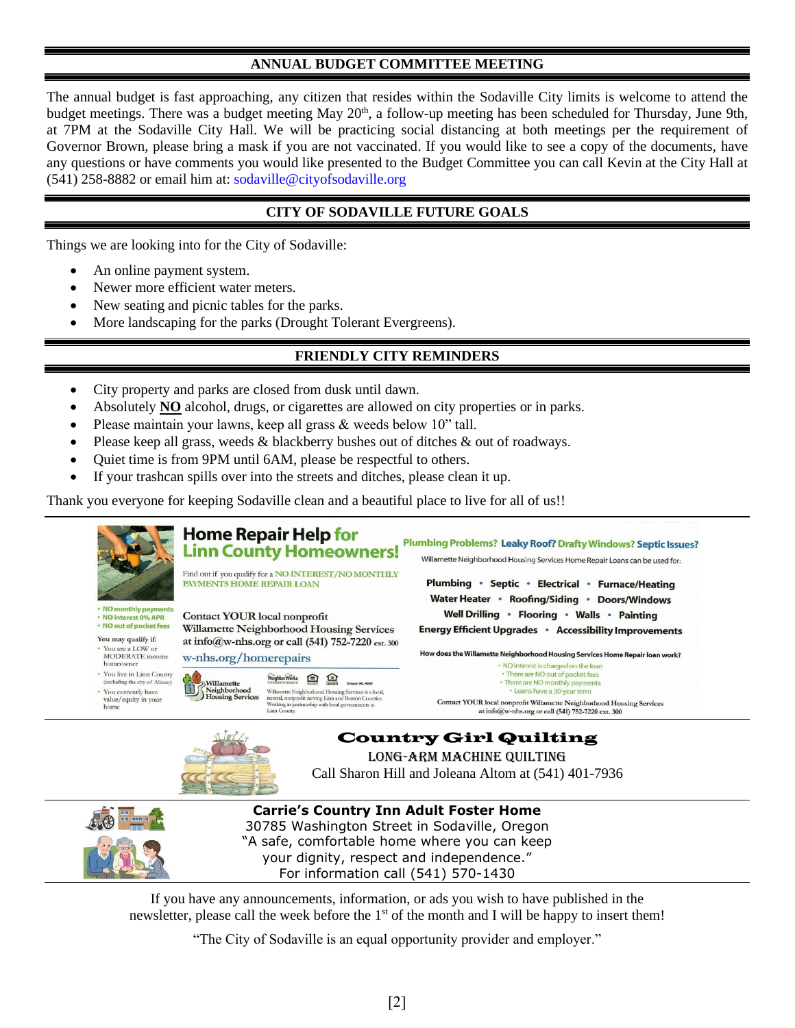## ANNUAL BUDGET COMMITTEE MEETING

The annual budget is fast approaching, any citizen that resides within the Sodaville City limits is welcome to attend the budget meetings. There was a budget meeting May 20th, a follow-up meeting has been scheduled for Thursday, June 9th, at 7PM at the Sodaville City Hall. We will be practicing social distancing at both meetings per the requirement of Governor Brown, please bring a mask if you are not vaccinated. If you would like to see a copy of the documents, have any questions or have comments you would like presented to the Budget Committee you can call Kevin at the City Hall at (541) 258-8882 or email him at: sodaville@cityofsodaville.org

## CITY OF SODAVILLE FUTURE GOALS

Things we are looking into for the City of Sodaville:

- An online payment system.
- Newer more efficient water meters.
- New seating and picnic tables for the parks.
- More landscaping for the parks (Drought Tolerant Evergreens).

## FRIENDLY CITY REMINDERS

- City property and parks are closed from dusk until dawn.
- Absolutely **NO** alcohol, drugs, or cigarettes are allowed on city properties or in parks.
- Please maintain your lawns, keep all grass & weeds below 10" tall.
- Please keep all grass, weeds & blackberry bushes out of ditches & out of roadways.
- Quiet time is from 9PM until 6AM, please be respectful to others.
- If your trashcan spills over into the streets and ditches, please clean it up.

Thank you everyone for keeping Sodaville clean and a beautiful place to live for all of us!!

---

### Home Repair Help for Linn County Homeowners!

Find out if you qualify for a NO INTEREST/NO MONTHLY PAYMENTS HOME REPAIR LOAN

- NO monthly payments
- NO interest 0% APR
- NO out of pocket fees

You may qualify if:

- You are a LOW or MODERATE income homeowner
- You live in Linn County (excluding the city of Albany)
- You currently have value/equity in your home

Contact YOUR local nonprofit Willamette Neighborhood Housing Services at info@w-nhs.org or call (541) 752-7220 ext. 300

w-nhs.org/homerepairs

Willamette Neighborhood Housing Services

Willamette Neighborhood Housing Services is a local, neutral, nonprofit serving Linn and Benton Counties. Working in partnership with local governments in Linn County.

**Plumbing Problems? Leaky Roof? Drafty Windows? Septic Issues?**

Willamette Neighborhood Housing Services Home Repair Loans can be used for:

Plumbing • Septic • Electrical • Furnace/Heating • Water Heater • Roofing/Siding • Doors/Windows • Well Drilling • Flooring • Walls • Painting • Energy Efficient Upgrades • Accessibility Improvements

**How does the Willamette Neighborhood Housing Services Home Repair loan work?**

- NO interest is charged on the loan
- There are NO out of pocket fees
- There are NO monthly payments
- Loans have a 30-year term

Contact YOUR local nonprofit Willamette Neighborhood Housing Services at info@w-nhs.org or call (541) 752-7220 ext. 300

---

### Country Girl Quilting

LONG-ARM MACHINE QUILTING

Call Sharon Hill and Joleana Altom at (541) 401-7936

---

**Carrie's Country Inn Adult Foster Home**

30785 Washington Street in Sodaville, Oregon

"A safe, comfortable home where you can keep your dignity, respect and independence."

For information call (541) 570-1430

---

If you have any announcements, information, or ads you wish to have published in the newsletter, please call the week before the 1st of the month and I will be happy to insert them!

"The City of Sodaville is an equal opportunity provider and employer."